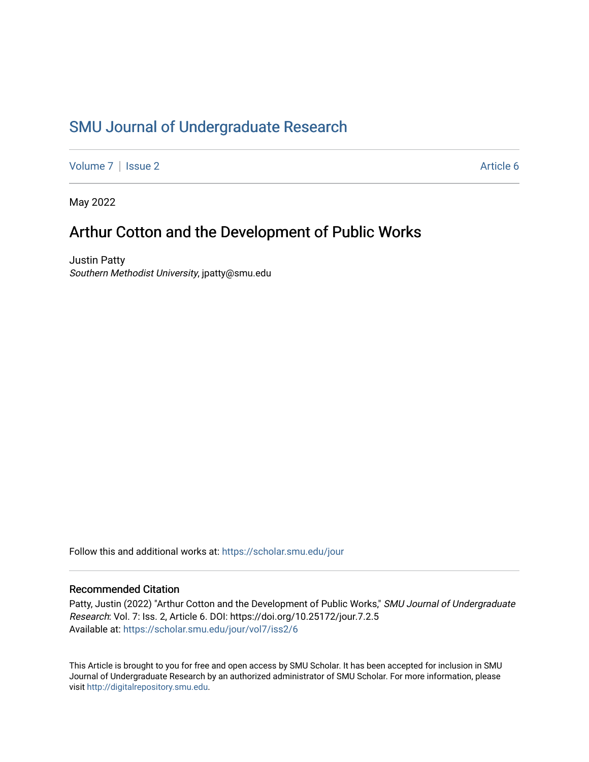# SMU Journal of Undergraduate Research

Volume 7 | Issue 2 — Article 6

May 2022

## Arthur Cotton and the Development of Public Works

Justin Patty
*Southern Methodist University*, jpatty@smu.edu

Follow this and additional works at: https://scholar.smu.edu/jour

### Recommended Citation

Patty, Justin (2022) "Arthur Cotton and the Development of Public Works," *SMU Journal of Undergraduate Research*: Vol. 7: Iss. 2, Article 6. DOI: https://doi.org/10.25172/jour.7.2.5
Available at: https://scholar.smu.edu/jour/vol7/iss2/6

This Article is brought to you for free and open access by SMU Scholar. It has been accepted for inclusion in SMU Journal of Undergraduate Research by an authorized administrator of SMU Scholar. For more information, please visit http://digitalrepository.smu.edu.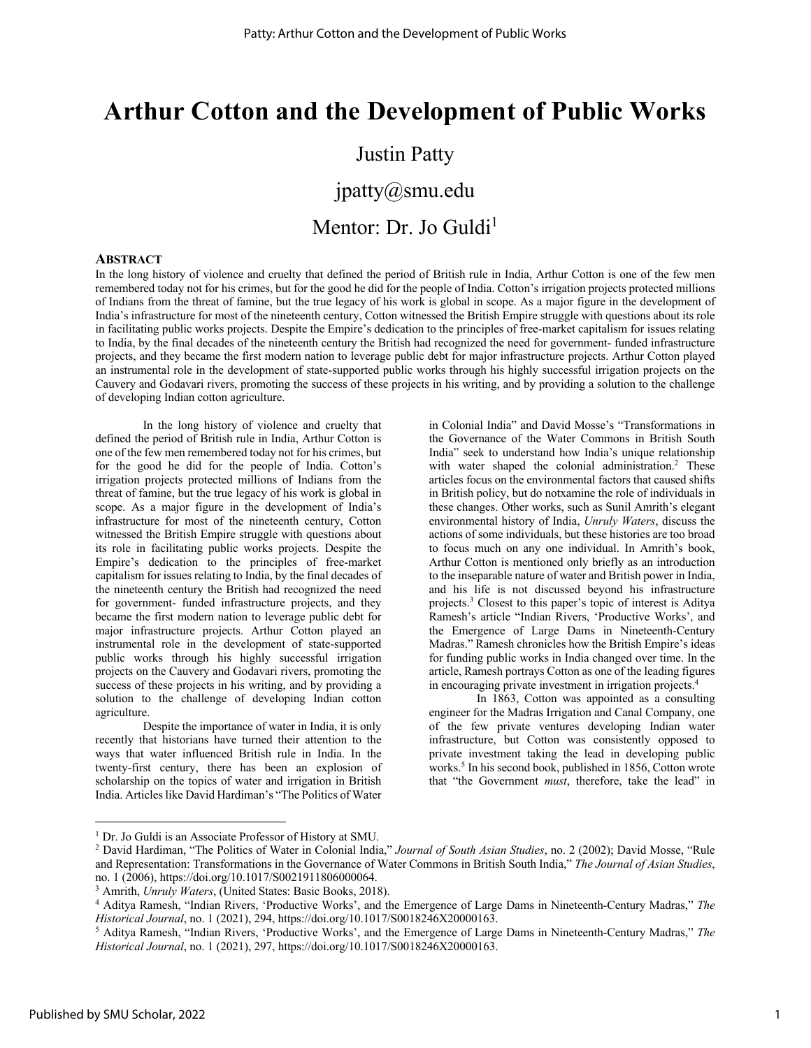# Arthur Cotton and the Development of Public Works

Justin Patty

jpatty@smu.edu

Mentor: Dr. Jo Guldi[1]

## ABSTRACT

In the long history of violence and cruelty that defined the period of British rule in India, Arthur Cotton is one of the few men remembered today not for his crimes, but for the good he did for the people of India. Cotton's irrigation projects protected millions of Indians from the threat of famine, but the true legacy of his work is global in scope. As a major figure in the development of India's infrastructure for most of the nineteenth century, Cotton witnessed the British Empire struggle with questions about its role in facilitating public works projects. Despite the Empire's dedication to the principles of free-market capitalism for issues relating to India, by the final decades of the nineteenth century the British had recognized the need for government- funded infrastructure projects, and they became the first modern nation to leverage public debt for major infrastructure projects. Arthur Cotton played an instrumental role in the development of state-supported public works through his highly successful irrigation projects on the Cauvery and Godavari rivers, promoting the success of these projects in his writing, and by providing a solution to the challenge of developing Indian cotton agriculture.

In the long history of violence and cruelty that defined the period of British rule in India, Arthur Cotton is one of the few men remembered today not for his crimes, but for the good he did for the people of India. Cotton's irrigation projects protected millions of Indians from the threat of famine, but the true legacy of his work is global in scope. As a major figure in the development of India's infrastructure for most of the nineteenth century, Cotton witnessed the British Empire struggle with questions about its role in facilitating public works projects. Despite the Empire's dedication to the principles of free-market capitalism for issues relating to India, by the final decades of the nineteenth century the British had recognized the need for government- funded infrastructure projects, and they became the first modern nation to leverage public debt for major infrastructure projects. Arthur Cotton played an instrumental role in the development of state-supported public works through his highly successful irrigation projects on the Cauvery and Godavari rivers, promoting the success of these projects in his writing, and by providing a solution to the challenge of developing Indian cotton agriculture.

Despite the importance of water in India, it is only recently that historians have turned their attention to the ways that water influenced British rule in India. In the twenty-first century, there has been an explosion of scholarship on the topics of water and irrigation in British India. Articles like David Hardiman's "The Politics of Water in Colonial India" and David Mosse's "Transformations in the Governance of the Water Commons in British South India" seek to understand how India's unique relationship with water shaped the colonial administration.[2] These articles focus on the environmental factors that caused shifts in British policy, but do notxamine the role of individuals in these changes. Other works, such as Sunil Amrith's elegant environmental history of India, *Unruly Waters*, discuss the actions of some individuals, but these histories are too broad to focus much on any one individual. In Amrith's book, Arthur Cotton is mentioned only briefly as an introduction to the inseparable nature of water and British power in India, and his life is not discussed beyond his infrastructure projects.[3] Closest to this paper's topic of interest is Aditya Ramesh's article "Indian Rivers, 'Productive Works', and the Emergence of Large Dams in Nineteenth-Century Madras." Ramesh chronicles how the British Empire's ideas for funding public works in India changed over time. In the article, Ramesh portrays Cotton as one of the leading figures in encouraging private investment in irrigation projects.[4]

In 1863, Cotton was appointed as a consulting engineer for the Madras Irrigation and Canal Company, one of the few private ventures developing Indian water infrastructure, but Cotton was consistently opposed to private investment taking the lead in developing public works.[5] In his second book, published in 1856, Cotton wrote that "the Government *must*, therefore, take the lead" in

---

[1] Dr. Jo Guldi is an Associate Professor of History at SMU.

[2] David Hardiman, "The Politics of Water in Colonial India," *Journal of South Asian Studies*, no. 2 (2002); David Mosse, "Rule and Representation: Transformations in the Governance of Water Commons in British South India," *The Journal of Asian Studies*, no. 1 (2006), https://doi.org/10.1017/S0021911806000064.

[3] Amrith, *Unruly Waters*, (United States: Basic Books, 2018).

[4] Aditya Ramesh, "Indian Rivers, 'Productive Works', and the Emergence of Large Dams in Nineteenth-Century Madras," *The Historical Journal*, no. 1 (2021), 294, https://doi.org/10.1017/S0018246X20000163.

[5] Aditya Ramesh, "Indian Rivers, 'Productive Works', and the Emergence of Large Dams in Nineteenth-Century Madras," *The Historical Journal*, no. 1 (2021), 297, https://doi.org/10.1017/S0018246X20000163.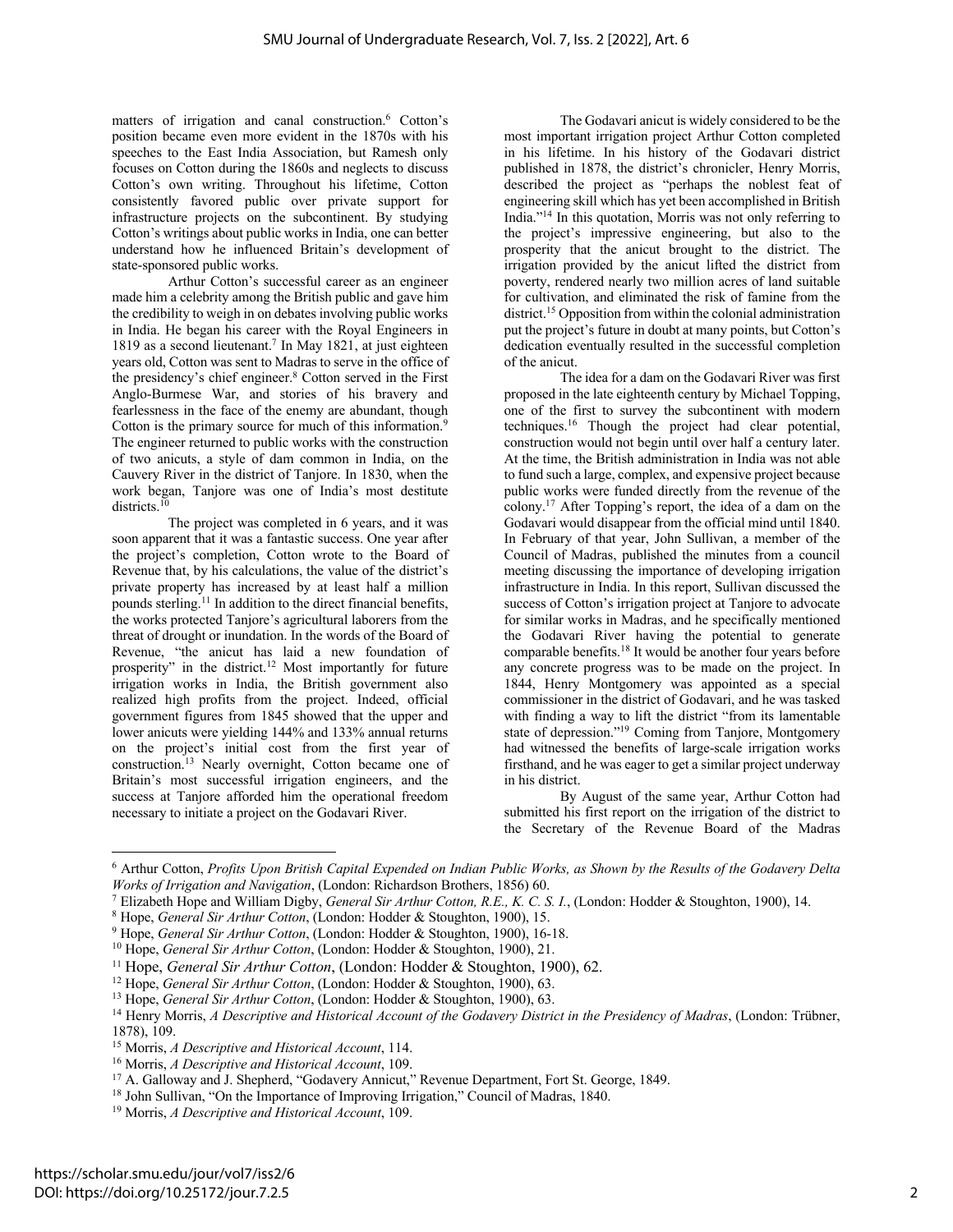matters of irrigation and canal construction.[6] Cotton's position became even more evident in the 1870s with his speeches to the East India Association, but Ramesh only focuses on Cotton during the 1860s and neglects to discuss Cotton's own writing. Throughout his lifetime, Cotton consistently favored public over private support for infrastructure projects on the subcontinent. By studying Cotton's writings about public works in India, one can better understand how he influenced Britain's development of state-sponsored public works.

Arthur Cotton's successful career as an engineer made him a celebrity among the British public and gave him the credibility to weigh in on debates involving public works in India. He began his career with the Royal Engineers in 1819 as a second lieutenant.[7] In May 1821, at just eighteen years old, Cotton was sent to Madras to serve in the office of the presidency's chief engineer.[8] Cotton served in the First Anglo-Burmese War, and stories of his bravery and fearlessness in the face of the enemy are abundant, though Cotton is the primary source for much of this information.[9] The engineer returned to public works with the construction of two anicuts, a style of dam common in India, on the Cauvery River in the district of Tanjore. In 1830, when the work began, Tanjore was one of India's most destitute districts.[10]

The project was completed in 6 years, and it was soon apparent that it was a fantastic success. One year after the project's completion, Cotton wrote to the Board of Revenue that, by his calculations, the value of the district's private property has increased by at least half a million pounds sterling.[11] In addition to the direct financial benefits, the works protected Tanjore's agricultural laborers from the threat of drought or inundation. In the words of the Board of Revenue, "the anicut has laid a new foundation of prosperity" in the district.[12] Most importantly for future irrigation works in India, the British government also realized high profits from the project. Indeed, official government figures from 1845 showed that the upper and lower anicuts were yielding 144% and 133% annual returns on the project's initial cost from the first year of construction.[13] Nearly overnight, Cotton became one of Britain's most successful irrigation engineers, and the success at Tanjore afforded him the operational freedom necessary to initiate a project on the Godavari River.

The Godavari anicut is widely considered to be the most important irrigation project Arthur Cotton completed in his lifetime. In his history of the Godavari district published in 1878, the district's chronicler, Henry Morris, described the project as "perhaps the noblest feat of engineering skill which has yet been accomplished in British India."[14] In this quotation, Morris was not only referring to the project's impressive engineering, but also to the prosperity that the anicut brought to the district. The irrigation provided by the anicut lifted the district from poverty, rendered nearly two million acres of land suitable for cultivation, and eliminated the risk of famine from the district.[15] Opposition from within the colonial administration put the project's future in doubt at many points, but Cotton's dedication eventually resulted in the successful completion of the anicut.

The idea for a dam on the Godavari River was first proposed in the late eighteenth century by Michael Topping, one of the first to survey the subcontinent with modern techniques.[16] Though the project had clear potential, construction would not begin until over half a century later. At the time, the British administration in India was not able to fund such a large, complex, and expensive project because public works were funded directly from the revenue of the colony.[17] After Topping's report, the idea of a dam on the Godavari would disappear from the official mind until 1840. In February of that year, John Sullivan, a member of the Council of Madras, published the minutes from a council meeting discussing the importance of developing irrigation infrastructure in India. In this report, Sullivan discussed the success of Cotton's irrigation project at Tanjore to advocate for similar works in Madras, and he specifically mentioned the Godavari River having the potential to generate comparable benefits.[18] It would be another four years before any concrete progress was to be made on the project. In 1844, Henry Montgomery was appointed as a special commissioner in the district of Godavari, and he was tasked with finding a way to lift the district "from its lamentable state of depression."[19] Coming from Tanjore, Montgomery had witnessed the benefits of large-scale irrigation works firsthand, and he was eager to get a similar project underway in his district.

By August of the same year, Arthur Cotton had submitted his first report on the irrigation of the district to the Secretary of the Revenue Board of the Madras

---

[6] Arthur Cotton, *Profits Upon British Capital Expended on Indian Public Works, as Shown by the Results of the Godavery Delta Works of Irrigation and Navigation*, (London: Richardson Brothers, 1856) 60.

[7] Elizabeth Hope and William Digby, *General Sir Arthur Cotton, R.E., K. C. S. I.*, (London: Hodder & Stoughton, 1900), 14.

[8] Hope, *General Sir Arthur Cotton*, (London: Hodder & Stoughton, 1900), 15.

[9] Hope, *General Sir Arthur Cotton*, (London: Hodder & Stoughton, 1900), 16-18.

[10] Hope, *General Sir Arthur Cotton*, (London: Hodder & Stoughton, 1900), 21.

[11] Hope, *General Sir Arthur Cotton*, (London: Hodder & Stoughton, 1900), 62.

[12] Hope, *General Sir Arthur Cotton*, (London: Hodder & Stoughton, 1900), 63.

[13] Hope, *General Sir Arthur Cotton*, (London: Hodder & Stoughton, 1900), 63.

[14] Henry Morris, *A Descriptive and Historical Account of the Godavery District in the Presidency of Madras*, (London: Trübner, 1878), 109.

[15] Morris, *A Descriptive and Historical Account*, 114.

[16] Morris, *A Descriptive and Historical Account*, 109.

[17] A. Galloway and J. Shepherd, "Godavery Annicut," Revenue Department, Fort St. George, 1849.

[18] John Sullivan, "On the Importance of Improving Irrigation," Council of Madras, 1840.

[19] Morris, *A Descriptive and Historical Account*, 109.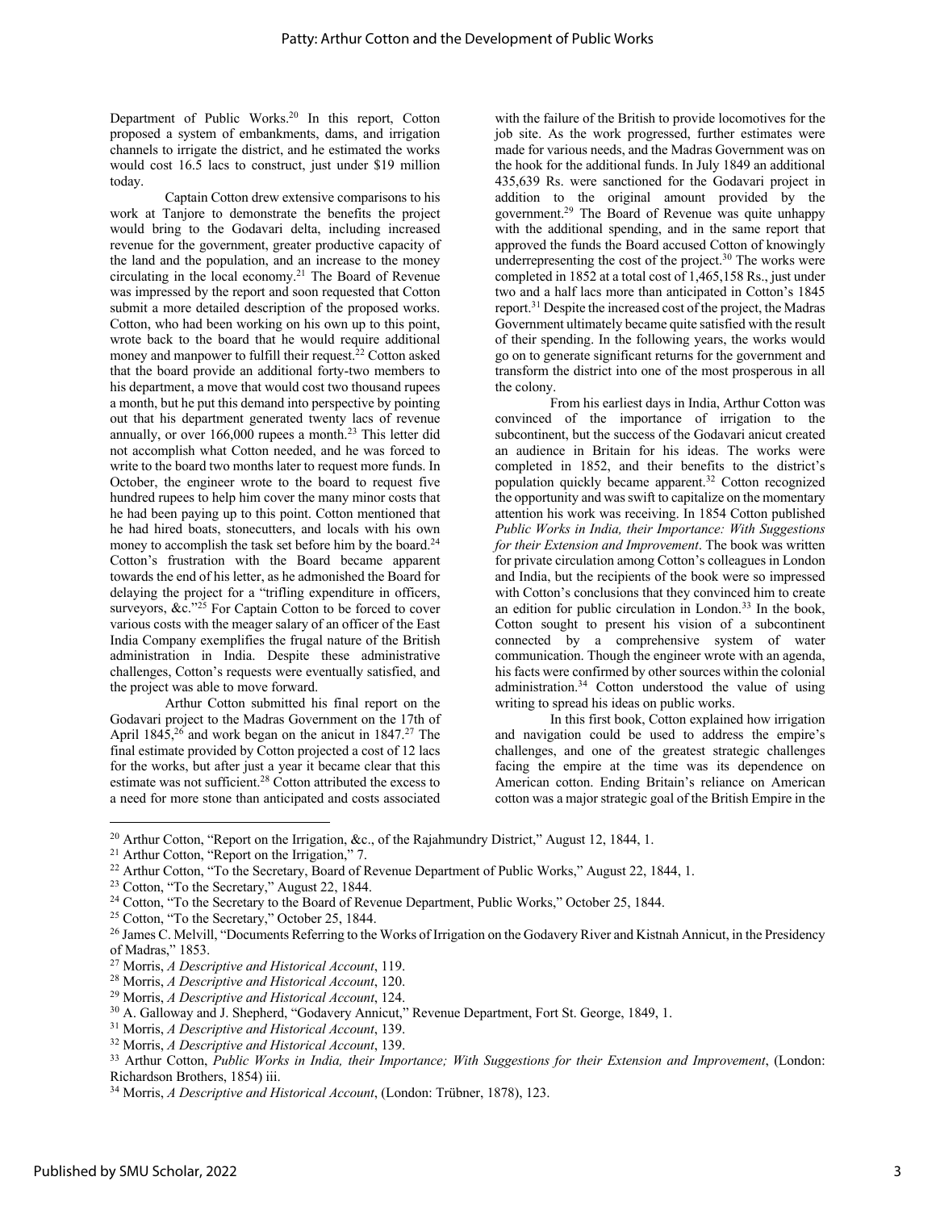Department of Public Works.[20] In this report, Cotton proposed a system of embankments, dams, and irrigation channels to irrigate the district, and he estimated the works would cost 16.5 lacs to construct, just under $19 million today.

Captain Cotton drew extensive comparisons to his work at Tanjore to demonstrate the benefits the project would bring to the Godavari delta, including increased revenue for the government, greater productive capacity of the land and the population, and an increase to the money circulating in the local economy.[21] The Board of Revenue was impressed by the report and soon requested that Cotton submit a more detailed description of the proposed works. Cotton, who had been working on his own up to this point, wrote back to the board that he would require additional money and manpower to fulfill their request.[22] Cotton asked that the board provide an additional forty-two members to his department, a move that would cost two thousand rupees a month, but he put this demand into perspective by pointing out that his department generated twenty lacs of revenue annually, or over 166,000 rupees a month.[23] This letter did not accomplish what Cotton needed, and he was forced to write to the board two months later to request more funds. In October, the engineer wrote to the board to request five hundred rupees to help him cover the many minor costs that he had been paying up to this point. Cotton mentioned that he had hired boats, stonecutters, and locals with his own money to accomplish the task set before him by the board.[24] Cotton's frustration with the Board became apparent towards the end of his letter, as he admonished the Board for delaying the project for a "trifling expenditure in officers, surveyors, &c."[25] For Captain Cotton to be forced to cover various costs with the meager salary of an officer of the East India Company exemplifies the frugal nature of the British administration in India. Despite these administrative challenges, Cotton's requests were eventually satisfied, and the project was able to move forward.

Arthur Cotton submitted his final report on the Godavari project to the Madras Government on the 17th of April 1845,[26] and work began on the anicut in 1847.[27] The final estimate provided by Cotton projected a cost of 12 lacs for the works, but after just a year it became clear that this estimate was not sufficient.[28] Cotton attributed the excess to a need for more stone than anticipated and costs associated with the failure of the British to provide locomotives for the job site. As the work progressed, further estimates were made for various needs, and the Madras Government was on the hook for the additional funds. In July 1849 an additional 435,639 Rs. were sanctioned for the Godavari project in addition to the original amount provided by the government.[29] The Board of Revenue was quite unhappy with the additional spending, and in the same report that approved the funds the Board accused Cotton of knowingly underrepresenting the cost of the project.[30] The works were completed in 1852 at a total cost of 1,465,158 Rs., just under two and a half lacs more than anticipated in Cotton's 1845 report.[31] Despite the increased cost of the project, the Madras Government ultimately became quite satisfied with the result of their spending. In the following years, the works would go on to generate significant returns for the government and transform the district into one of the most prosperous in all the colony.

From his earliest days in India, Arthur Cotton was convinced of the importance of irrigation to the subcontinent, but the success of the Godavari anicut created an audience in Britain for his ideas. The works were completed in 1852, and their benefits to the district's population quickly became apparent.[32] Cotton recognized the opportunity and was swift to capitalize on the momentary attention his work was receiving. In 1854 Cotton published *Public Works in India, their Importance: With Suggestions for their Extension and Improvement*. The book was written for private circulation among Cotton's colleagues in London and India, but the recipients of the book were so impressed with Cotton's conclusions that they convinced him to create an edition for public circulation in London.[33] In the book, Cotton sought to present his vision of a subcontinent connected by a comprehensive system of water communication. Though the engineer wrote with an agenda, his facts were confirmed by other sources within the colonial administration.[34] Cotton understood the value of using writing to spread his ideas on public works.

In this first book, Cotton explained how irrigation and navigation could be used to address the empire's challenges, and one of the greatest strategic challenges facing the empire at the time was its dependence on American cotton. Ending Britain's reliance on American cotton was a major strategic goal of the British Empire in the

---

[20] Arthur Cotton, "Report on the Irrigation, &c., of the Rajahmundry District," August 12, 1844, 1.

[21] Arthur Cotton, "Report on the Irrigation," 7.

[22] Arthur Cotton, "To the Secretary, Board of Revenue Department of Public Works," August 22, 1844, 1.

[23] Cotton, "To the Secretary," August 22, 1844.

[24] Cotton, "To the Secretary to the Board of Revenue Department, Public Works," October 25, 1844.

[25] Cotton, "To the Secretary," October 25, 1844.

[26] James C. Melvill, "Documents Referring to the Works of Irrigation on the Godavery River and Kistnah Annicut, in the Presidency of Madras," 1853.

[27] Morris, *A Descriptive and Historical Account*, 119.

[28] Morris, *A Descriptive and Historical Account*, 120.

[29] Morris, *A Descriptive and Historical Account*, 124.

[30] A. Galloway and J. Shepherd, "Godavery Annicut," Revenue Department, Fort St. George, 1849, 1.

[31] Morris, *A Descriptive and Historical Account*, 139.

[32] Morris, *A Descriptive and Historical Account*, 139.

[33] Arthur Cotton, *Public Works in India, their Importance; With Suggestions for their Extension and Improvement*, (London: Richardson Brothers, 1854) iii.

[34] Morris, *A Descriptive and Historical Account*, (London: Trübner, 1878), 123.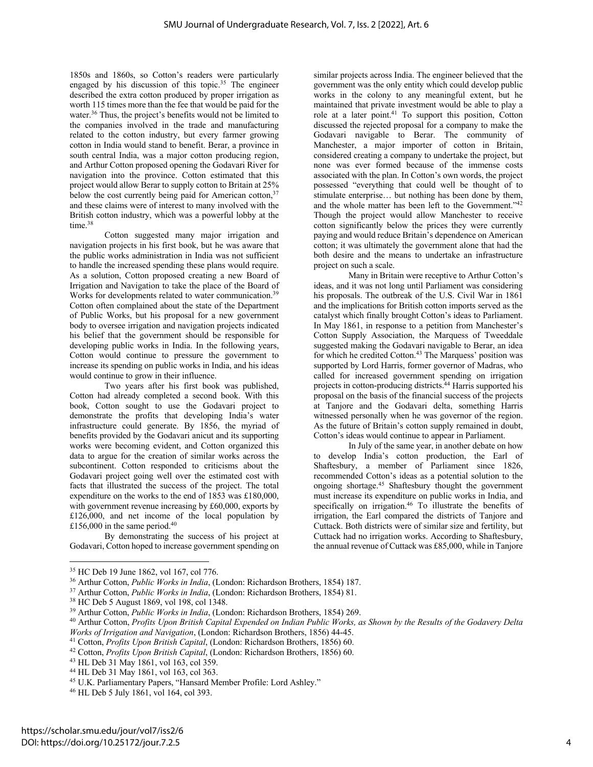1850s and 1860s, so Cotton's readers were particularly engaged by his discussion of this topic.[35] The engineer described the extra cotton produced by proper irrigation as worth 115 times more than the fee that would be paid for the water.[36] Thus, the project's benefits would not be limited to the companies involved in the trade and manufacturing related to the cotton industry, but every farmer growing cotton in India would stand to benefit. Berar, a province in south central India, was a major cotton producing region, and Arthur Cotton proposed opening the Godavari River for navigation into the province. Cotton estimated that this project would allow Berar to supply cotton to Britain at 25% below the cost currently being paid for American cotton,[37] and these claims were of interest to many involved with the British cotton industry, which was a powerful lobby at the time.[38]

Cotton suggested many major irrigation and navigation projects in his first book, but he was aware that the public works administration in India was not sufficient to handle the increased spending these plans would require. As a solution, Cotton proposed creating a new Board of Irrigation and Navigation to take the place of the Board of Works for developments related to water communication.[39] Cotton often complained about the state of the Department of Public Works, but his proposal for a new government body to oversee irrigation and navigation projects indicated his belief that the government should be responsible for developing public works in India. In the following years, Cotton would continue to pressure the government to increase its spending on public works in India, and his ideas would continue to grow in their influence.

Two years after his first book was published, Cotton had already completed a second book. With this book, Cotton sought to use the Godavari project to demonstrate the profits that developing India's water infrastructure could generate. By 1856, the myriad of benefits provided by the Godavari anicut and its supporting works were becoming evident, and Cotton organized this data to argue for the creation of similar works across the subcontinent. Cotton responded to criticisms about the Godavari project going well over the estimated cost with facts that illustrated the success of the project. The total expenditure on the works to the end of 1853 was £180,000, with government revenue increasing by £60,000, exports by £126,000, and net income of the local population by £156,000 in the same period.[40]

By demonstrating the success of his project at Godavari, Cotton hoped to increase government spending on similar projects across India. The engineer believed that the government was the only entity which could develop public works in the colony to any meaningful extent, but he maintained that private investment would be able to play a role at a later point.[41] To support this position, Cotton discussed the rejected proposal for a company to make the Godavari navigable to Berar. The community of Manchester, a major importer of cotton in Britain, considered creating a company to undertake the project, but none was ever formed because of the immense costs associated with the plan. In Cotton's own words, the project possessed "everything that could well be thought of to stimulate enterprise… but nothing has been done by them, and the whole matter has been left to the Government."[42] Though the project would allow Manchester to receive cotton significantly below the prices they were currently paying and would reduce Britain's dependence on American cotton; it was ultimately the government alone that had the both desire and the means to undertake an infrastructure project on such a scale.

Many in Britain were receptive to Arthur Cotton's ideas, and it was not long until Parliament was considering his proposals. The outbreak of the U.S. Civil War in 1861 and the implications for British cotton imports served as the catalyst which finally brought Cotton's ideas to Parliament. In May 1861, in response to a petition from Manchester's Cotton Supply Association, the Marquess of Tweeddale suggested making the Godavari navigable to Berar, an idea for which he credited Cotton.[43] The Marquess' position was supported by Lord Harris, former governor of Madras, who called for increased government spending on irrigation projects in cotton-producing districts.[44] Harris supported his proposal on the basis of the financial success of the projects at Tanjore and the Godavari delta, something Harris witnessed personally when he was governor of the region. As the future of Britain's cotton supply remained in doubt, Cotton's ideas would continue to appear in Parliament.

In July of the same year, in another debate on how to develop India's cotton production, the Earl of Shaftesbury, a member of Parliament since 1826, recommended Cotton's ideas as a potential solution to the ongoing shortage.[45] Shaftesbury thought the government must increase its expenditure on public works in India, and specifically on irrigation.[46] To illustrate the benefits of irrigation, the Earl compared the districts of Tanjore and Cuttack. Both districts were of similar size and fertility, but Cuttack had no irrigation works. According to Shaftesbury, the annual revenue of Cuttack was £85,000, while in Tanjore

---

[35] HC Deb 19 June 1862, vol 167, col 776.

[36] Arthur Cotton, *Public Works in India*, (London: Richardson Brothers, 1854) 187.

[37] Arthur Cotton, *Public Works in India*, (London: Richardson Brothers, 1854) 81.

[38] HC Deb 5 August 1869, vol 198, col 1348.

[39] Arthur Cotton, *Public Works in India*, (London: Richardson Brothers, 1854) 269.

[40] Arthur Cotton, *Profits Upon British Capital Expended on Indian Public Works, as Shown by the Results of the Godavery Delta Works of Irrigation and Navigation*, (London: Richardson Brothers, 1856) 44-45.

[41] Cotton, *Profits Upon British Capital*, (London: Richardson Brothers, 1856) 60.

[42] Cotton, *Profits Upon British Capital*, (London: Richardson Brothers, 1856) 60.

[43] HL Deb 31 May 1861, vol 163, col 359.

[44] HL Deb 31 May 1861, vol 163, col 363.

[45] U.K. Parliamentary Papers, "Hansard Member Profile: Lord Ashley."

[46] HL Deb 5 July 1861, vol 164, col 393.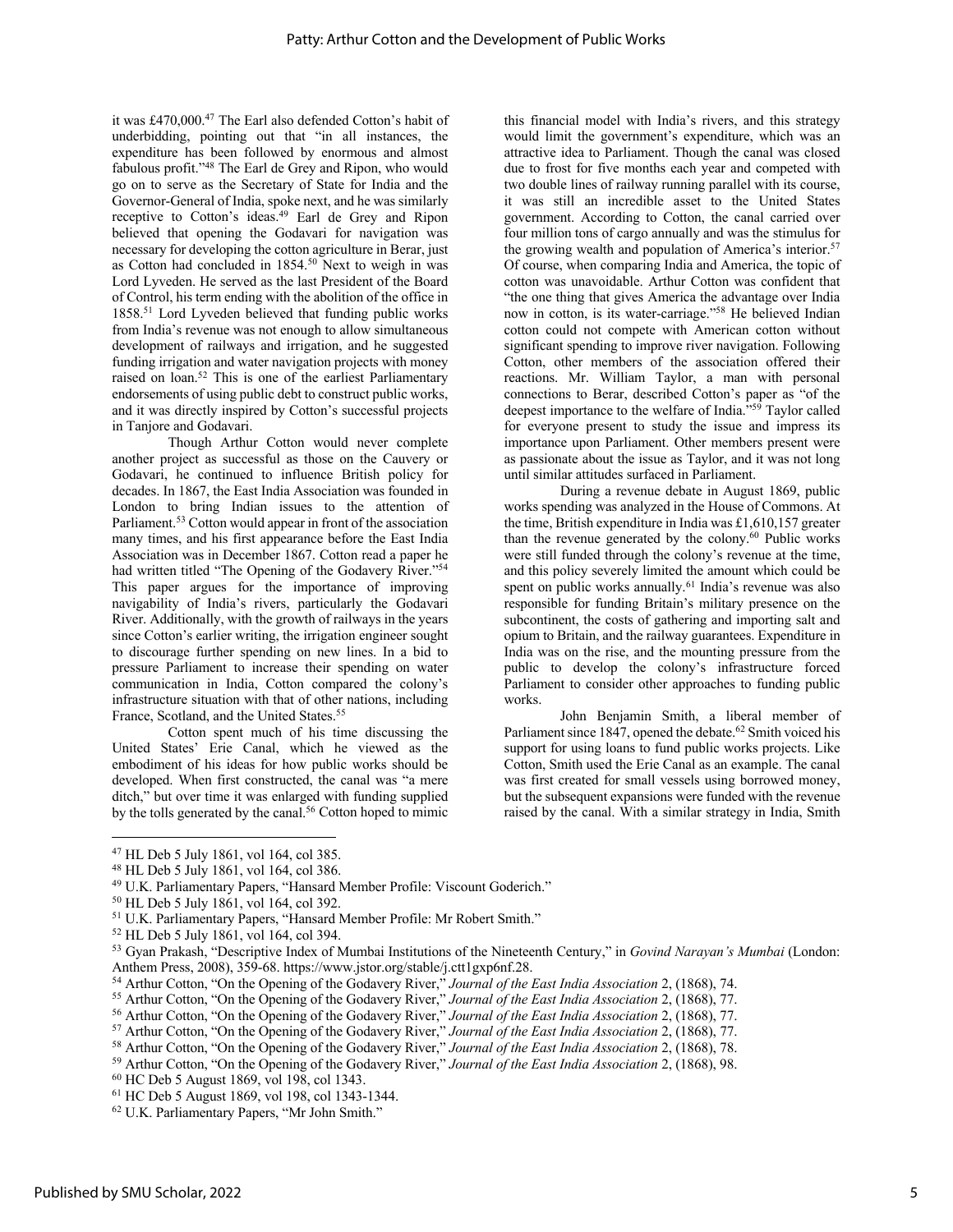it was £470,000.[47] The Earl also defended Cotton's habit of underbidding, pointing out that "in all instances, the expenditure has been followed by enormous and almost fabulous profit."[48] The Earl de Grey and Ripon, who would go on to serve as the Secretary of State for India and the Governor-General of India, spoke next, and he was similarly receptive to Cotton's ideas.[49] Earl de Grey and Ripon believed that opening the Godavari for navigation was necessary for developing the cotton agriculture in Berar, just as Cotton had concluded in 1854.[50] Next to weigh in was Lord Lyveden. He served as the last President of the Board of Control, his term ending with the abolition of the office in 1858.[51] Lord Lyveden believed that funding public works from India's revenue was not enough to allow simultaneous development of railways and irrigation, and he suggested funding irrigation and water navigation projects with money raised on loan.[52] This is one of the earliest Parliamentary endorsements of using public debt to construct public works, and it was directly inspired by Cotton's successful projects in Tanjore and Godavari.

Though Arthur Cotton would never complete another project as successful as those on the Cauvery or Godavari, he continued to influence British policy for decades. In 1867, the East India Association was founded in London to bring Indian issues to the attention of Parliament.[53] Cotton would appear in front of the association many times, and his first appearance before the East India Association was in December 1867. Cotton read a paper he had written titled "The Opening of the Godavery River."[54] This paper argues for the importance of improving navigability of India's rivers, particularly the Godavari River. Additionally, with the growth of railways in the years since Cotton's earlier writing, the irrigation engineer sought to discourage further spending on new lines. In a bid to pressure Parliament to increase their spending on water communication in India, Cotton compared the colony's infrastructure situation with that of other nations, including France, Scotland, and the United States.[55]

Cotton spent much of his time discussing the United States' Erie Canal, which he viewed as the embodiment of his ideas for how public works should be developed. When first constructed, the canal was "a mere ditch," but over time it was enlarged with funding supplied by the tolls generated by the canal.[56] Cotton hoped to mimic this financial model with India's rivers, and this strategy would limit the government's expenditure, which was an attractive idea to Parliament. Though the canal was closed due to frost for five months each year and competed with two double lines of railway running parallel with its course, it was still an incredible asset to the United States government. According to Cotton, the canal carried over four million tons of cargo annually and was the stimulus for the growing wealth and population of America's interior.[57] Of course, when comparing India and America, the topic of cotton was unavoidable. Arthur Cotton was confident that "the one thing that gives America the advantage over India now in cotton, is its water-carriage."[58] He believed Indian cotton could not compete with American cotton without significant spending to improve river navigation. Following Cotton, other members of the association offered their reactions. Mr. William Taylor, a man with personal connections to Berar, described Cotton's paper as "of the deepest importance to the welfare of India."[59] Taylor called for everyone present to study the issue and impress its importance upon Parliament. Other members present were as passionate about the issue as Taylor, and it was not long until similar attitudes surfaced in Parliament.

During a revenue debate in August 1869, public works spending was analyzed in the House of Commons. At the time, British expenditure in India was £1,610,157 greater than the revenue generated by the colony.[60] Public works were still funded through the colony's revenue at the time, and this policy severely limited the amount which could be spent on public works annually.[61] India's revenue was also responsible for funding Britain's military presence on the subcontinent, the costs of gathering and importing salt and opium to Britain, and the railway guarantees. Expenditure in India was on the rise, and the mounting pressure from the public to develop the colony's infrastructure forced Parliament to consider other approaches to funding public works.

John Benjamin Smith, a liberal member of Parliament since 1847, opened the debate.[62] Smith voiced his support for using loans to fund public works projects. Like Cotton, Smith used the Erie Canal as an example. The canal was first created for small vessels using borrowed money, but the subsequent expansions were funded with the revenue raised by the canal. With a similar strategy in India, Smith

---

[47] HL Deb 5 July 1861, vol 164, col 385.

[48] HL Deb 5 July 1861, vol 164, col 386.

[49] U.K. Parliamentary Papers, "Hansard Member Profile: Viscount Goderich."

[50] HL Deb 5 July 1861, vol 164, col 392.

[51] U.K. Parliamentary Papers, "Hansard Member Profile: Mr Robert Smith."

[52] HL Deb 5 July 1861, vol 164, col 394.

[53] Gyan Prakash, "Descriptive Index of Mumbai Institutions of the Nineteenth Century," in *Govind Narayan's Mumbai* (London: Anthem Press, 2008), 359-68. https://www.jstor.org/stable/j.ctt1gxp6nf.28.

[54] Arthur Cotton, "On the Opening of the Godavery River," *Journal of the East India Association* 2, (1868), 74.

[55] Arthur Cotton, "On the Opening of the Godavery River," *Journal of the East India Association* 2, (1868), 77.

[56] Arthur Cotton, "On the Opening of the Godavery River," *Journal of the East India Association* 2, (1868), 77.

[57] Arthur Cotton, "On the Opening of the Godavery River," *Journal of the East India Association* 2, (1868), 77.

[58] Arthur Cotton, "On the Opening of the Godavery River," *Journal of the East India Association* 2, (1868), 78.

[59] Arthur Cotton, "On the Opening of the Godavery River," *Journal of the East India Association* 2, (1868), 98.

[60] HC Deb 5 August 1869, vol 198, col 1343.

[61] HC Deb 5 August 1869, vol 198, col 1343-1344.

[62] U.K. Parliamentary Papers, "Mr John Smith."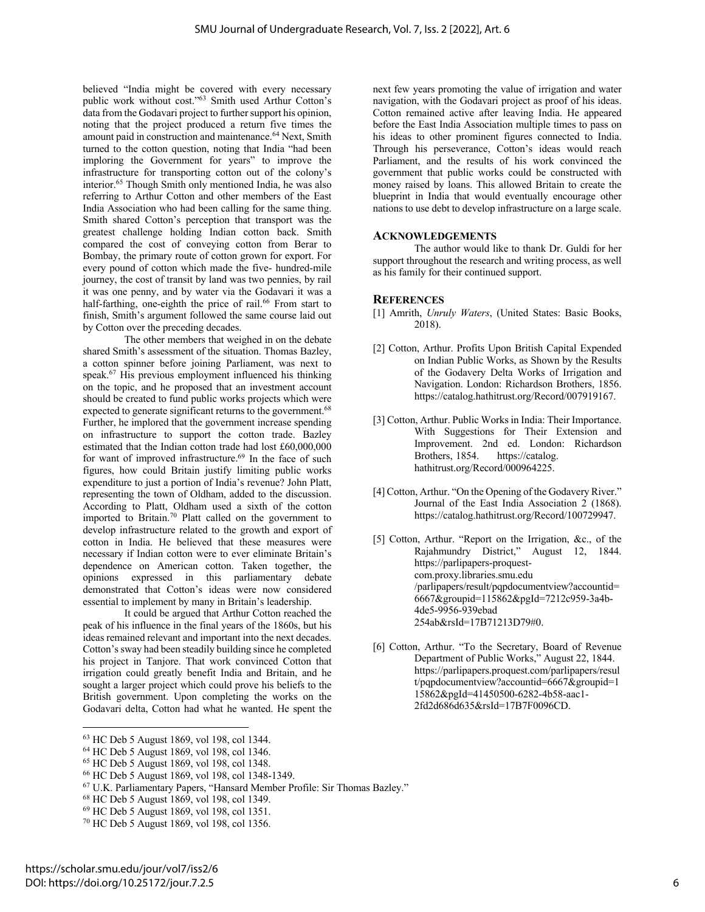believed "India might be covered with every necessary public work without cost."[63] Smith used Arthur Cotton's data from the Godavari project to further support his opinion, noting that the project produced a return five times the amount paid in construction and maintenance.[64] Next, Smith turned to the cotton question, noting that India "had been imploring the Government for years" to improve the infrastructure for transporting cotton out of the colony's interior.[65] Though Smith only mentioned India, he was also referring to Arthur Cotton and other members of the East India Association who had been calling for the same thing. Smith shared Cotton's perception that transport was the greatest challenge holding Indian cotton back. Smith compared the cost of conveying cotton from Berar to Bombay, the primary route of cotton grown for export. For every pound of cotton which made the five- hundred-mile journey, the cost of transit by land was two pennies, by rail it was one penny, and by water via the Godavari it was a half-farthing, one-eighth the price of rail.[66] From start to finish, Smith's argument followed the same course laid out by Cotton over the preceding decades.

The other members that weighed in on the debate shared Smith's assessment of the situation. Thomas Bazley, a cotton spinner before joining Parliament, was next to speak.[67] His previous employment influenced his thinking on the topic, and he proposed that an investment account should be created to fund public works projects which were expected to generate significant returns to the government.[68] Further, he implored that the government increase spending on infrastructure to support the cotton trade. Bazley estimated that the Indian cotton trade had lost £60,000,000 for want of improved infrastructure.[69] In the face of such figures, how could Britain justify limiting public works expenditure to just a portion of India's revenue? John Platt, representing the town of Oldham, added to the discussion. According to Platt, Oldham used a sixth of the cotton imported to Britain.[70] Platt called on the government to develop infrastructure related to the growth and export of cotton in India. He believed that these measures were necessary if Indian cotton were to ever eliminate Britain's dependence on American cotton. Taken together, the opinions expressed in this parliamentary debate demonstrated that Cotton's ideas were now considered essential to implement by many in Britain's leadership.

It could be argued that Arthur Cotton reached the peak of his influence in the final years of the 1860s, but his ideas remained relevant and important into the next decades. Cotton's sway had been steadily building since he completed his project in Tanjore. That work convinced Cotton that irrigation could greatly benefit India and Britain, and he sought a larger project which could prove his beliefs to the British government. Upon completing the works on the Godavari delta, Cotton had what he wanted. He spent the next few years promoting the value of irrigation and water navigation, with the Godavari project as proof of his ideas. Cotton remained active after leaving India. He appeared before the East India Association multiple times to pass on his ideas to other prominent figures connected to India. Through his perseverance, Cotton's ideas would reach Parliament, and the results of his work convinced the government that public works could be constructed with money raised by loans. This allowed Britain to create the blueprint in India that would eventually encourage other nations to use debt to develop infrastructure on a large scale.

## Acknowledgements

The author would like to thank Dr. Guldi for her support throughout the research and writing process, as well as his family for their continued support.

## References

[1] Amrith, *Unruly Waters*, (United States: Basic Books, 2018).

[2] Cotton, Arthur. Profits Upon British Capital Expended on Indian Public Works, as Shown by the Results of the Godavery Delta Works of Irrigation and Navigation. London: Richardson Brothers, 1856. https://catalog.hathitrust.org/Record/007919167.

[3] Cotton, Arthur. Public Works in India: Their Importance. With Suggestions for Their Extension and Improvement. 2nd ed. London: Richardson Brothers, 1854. https://catalog.hathitrust.org/Record/000964225.

[4] Cotton, Arthur. "On the Opening of the Godavery River." Journal of the East India Association 2 (1868). https://catalog.hathitrust.org/Record/100729947.

[5] Cotton, Arthur. "Report on the Irrigation, &c., of the Rajahmundry District," August 12, 1844. https://parlipapers-proquest-com.proxy.libraries.smu.edu/parlipapers/result/pqpdocumentview?accountid=6667&groupid=115862&pgId=7212c959-3a4b-4de5-9956-939ebad254ab&rsId=17B71213D79#0.

[6] Cotton, Arthur. "To the Secretary, Board of Revenue Department of Public Works," August 22, 1844. https://parlipapers.proquest.com/parlipapers/result/pqpdocumentview?accountid=6667&groupid=115862&pgId=41450500-6282-4b58-aac1-2fd2d686d635&rsId=17B7F0096CD.

---

[63] HC Deb 5 August 1869, vol 198, col 1344.

[64] HC Deb 5 August 1869, vol 198, col 1346.

[65] HC Deb 5 August 1869, vol 198, col 1348.

[66] HC Deb 5 August 1869, vol 198, col 1348-1349.

[67] U.K. Parliamentary Papers, "Hansard Member Profile: Sir Thomas Bazley."

[68] HC Deb 5 August 1869, vol 198, col 1349.

[69] HC Deb 5 August 1869, vol 198, col 1351.

[70] HC Deb 5 August 1869, vol 198, col 1356.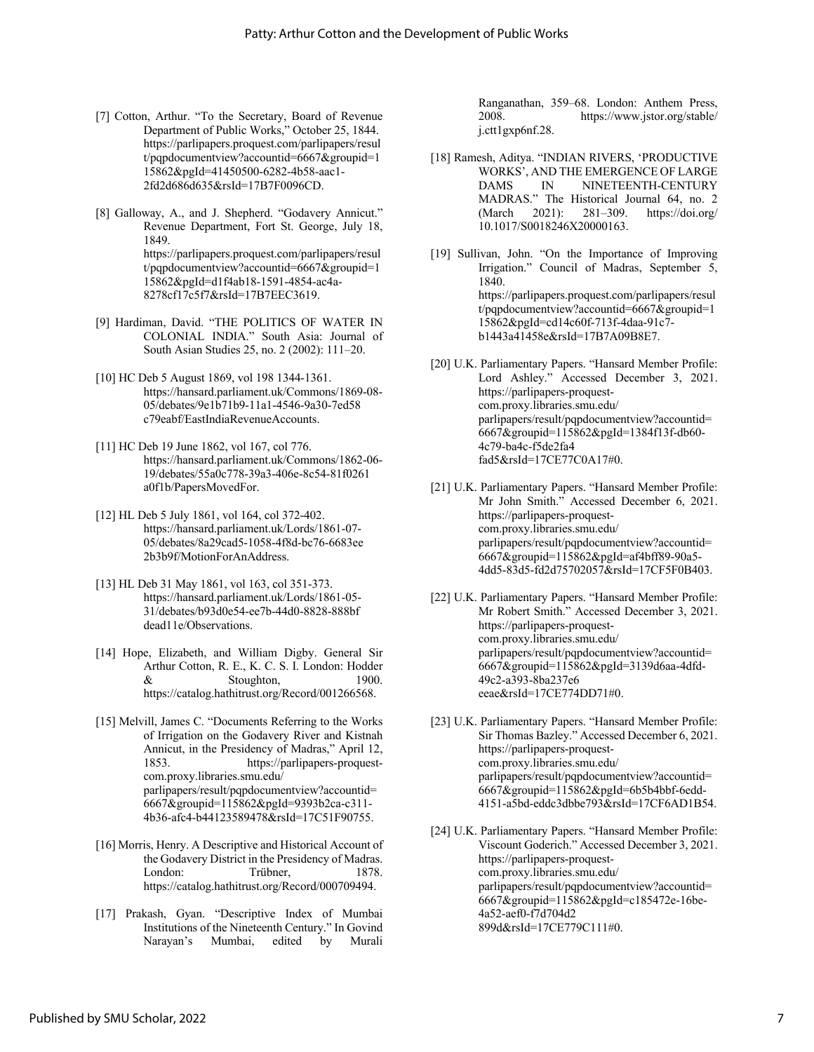[7] Cotton, Arthur. "To the Secretary, Board of Revenue Department of Public Works," October 25, 1844. https://parlipapers.proquest.com/parlipapers/result/pqpdocumentview?accountid=6667&groupid=115862&pgId=41450500-6282-4b58-aac1-2fd2d686d635&rsId=17B7F0096CD.

[8] Galloway, A., and J. Shepherd. "Godavery Annicut." Revenue Department, Fort St. George, July 18, 1849. https://parlipapers.proquest.com/parlipapers/result/pqpdocumentview?accountid=6667&groupid=115862&pgId=d1f4ab18-1591-4854-ac4a-8278cf17c5f7&rsId=17B7EEC3619.

[9] Hardiman, David. "THE POLITICS OF WATER IN COLONIAL INDIA." South Asia: Journal of South Asian Studies 25, no. 2 (2002): 111–20.

[10] HC Deb 5 August 1869, vol 198 1344-1361. https://hansard.parliament.uk/Commons/1869-08-05/debates/9e1b71b9-11a1-4546-9a30-7ed58c79eabf/EastIndiaRevenueAccounts.

[11] HC Deb 19 June 1862, vol 167, col 776. https://hansard.parliament.uk/Commons/1862-06-19/debates/55a0c778-39a3-406e-8c54-81f0261a0f1b/PapersMovedFor.

[12] HL Deb 5 July 1861, vol 164, col 372-402. https://hansard.parliament.uk/Lords/1861-07-05/debates/8a29cad5-1058-4f8d-bc76-6683ee2b3b9f/MotionForAnAddress.

[13] HL Deb 31 May 1861, vol 163, col 351-373. https://hansard.parliament.uk/Lords/1861-05-31/debates/b93d0e54-ee7b-44d0-8828-888bfdead11e/Observations.

[14] Hope, Elizabeth, and William Digby. General Sir Arthur Cotton, R. E., K. C. S. I. London: Hodder & Stoughton, 1900. https://catalog.hathitrust.org/Record/001266568.

[15] Melvill, James C. "Documents Referring to the Works of Irrigation on the Godavery River and Kistnah Annicut, in the Presidency of Madras," April 12, 1853. https://parlipapers-proquest-com.proxy.libraries.smu.edu/parlipapers/result/pqpdocumentview?accountid=6667&groupid=115862&pgId=9393b2ca-c311-4b36-afc4-b44123589478&rsId=17C51F90755.

[16] Morris, Henry. A Descriptive and Historical Account of the Godavery District in the Presidency of Madras. London: Trübner, 1878. https://catalog.hathitrust.org/Record/000709494.

[17] Prakash, Gyan. "Descriptive Index of Mumbai Institutions of the Nineteenth Century." In Govind Narayan's Mumbai, edited by Murali Ranganathan, 359–68. London: Anthem Press, 2008. https://www.jstor.org/stable/j.ctt1gxp6nf.28.

[18] Ramesh, Aditya. "INDIAN RIVERS, 'PRODUCTIVE WORKS', AND THE EMERGENCE OF LARGE DAMS IN NINETEENTH-CENTURY MADRAS." The Historical Journal 64, no. 2 (March 2021): 281–309. https://doi.org/10.1017/S0018246X20000163.

[19] Sullivan, John. "On the Importance of Improving Irrigation." Council of Madras, September 5, 1840. https://parlipapers.proquest.com/parlipapers/result/pqpdocumentview?accountid=6667&groupid=115862&pgId=cd14c60f-713f-4daa-91c7-b1443a41458e&rsId=17B7A09B8E7.

[20] U.K. Parliamentary Papers. "Hansard Member Profile: Lord Ashley." Accessed December 3, 2021. https://parlipapers-proquest-com.proxy.libraries.smu.edu/parlipapers/result/pqpdocumentview?accountid=6667&groupid=115862&pgId=1384f13f-db60-4c79-ba4c-f5de2fa4fad5&rsId=17CE77C0A17#0.

[21] U.K. Parliamentary Papers. "Hansard Member Profile: Mr John Smith." Accessed December 6, 2021. https://parlipapers-proquest-com.proxy.libraries.smu.edu/parlipapers/result/pqpdocumentview?accountid=6667&groupid=115862&pgId=af4bff89-90a5-4dd5-83d5-fd2d75702057&rsId=17CF5F0B403.

[22] U.K. Parliamentary Papers. "Hansard Member Profile: Mr Robert Smith." Accessed December 3, 2021. https://parlipapers-proquest-com.proxy.libraries.smu.edu/parlipapers/result/pqpdocumentview?accountid=6667&groupid=115862&pgId=3139d6aa-4dfd-49c2-a393-8ba237e6eeae&rsId=17CE774DD71#0.

[23] U.K. Parliamentary Papers. "Hansard Member Profile: Sir Thomas Bazley." Accessed December 6, 2021. https://parlipapers-proquest-com.proxy.libraries.smu.edu/parlipapers/result/pqpdocumentview?accountid=6667&groupid=115862&pgId=6b5b4bbf-6edd-4151-a5bd-eddc3dbbe793&rsId=17CF6AD1B54.

[24] U.K. Parliamentary Papers. "Hansard Member Profile: Viscount Goderich." Accessed December 3, 2021. https://parlipapers-proquest-com.proxy.libraries.smu.edu/parlipapers/result/pqpdocumentview?accountid=6667&groupid=115862&pgId=c185472e-16be-4a52-aef0-f7d704d2899d&rsId=17CE779C111#0.